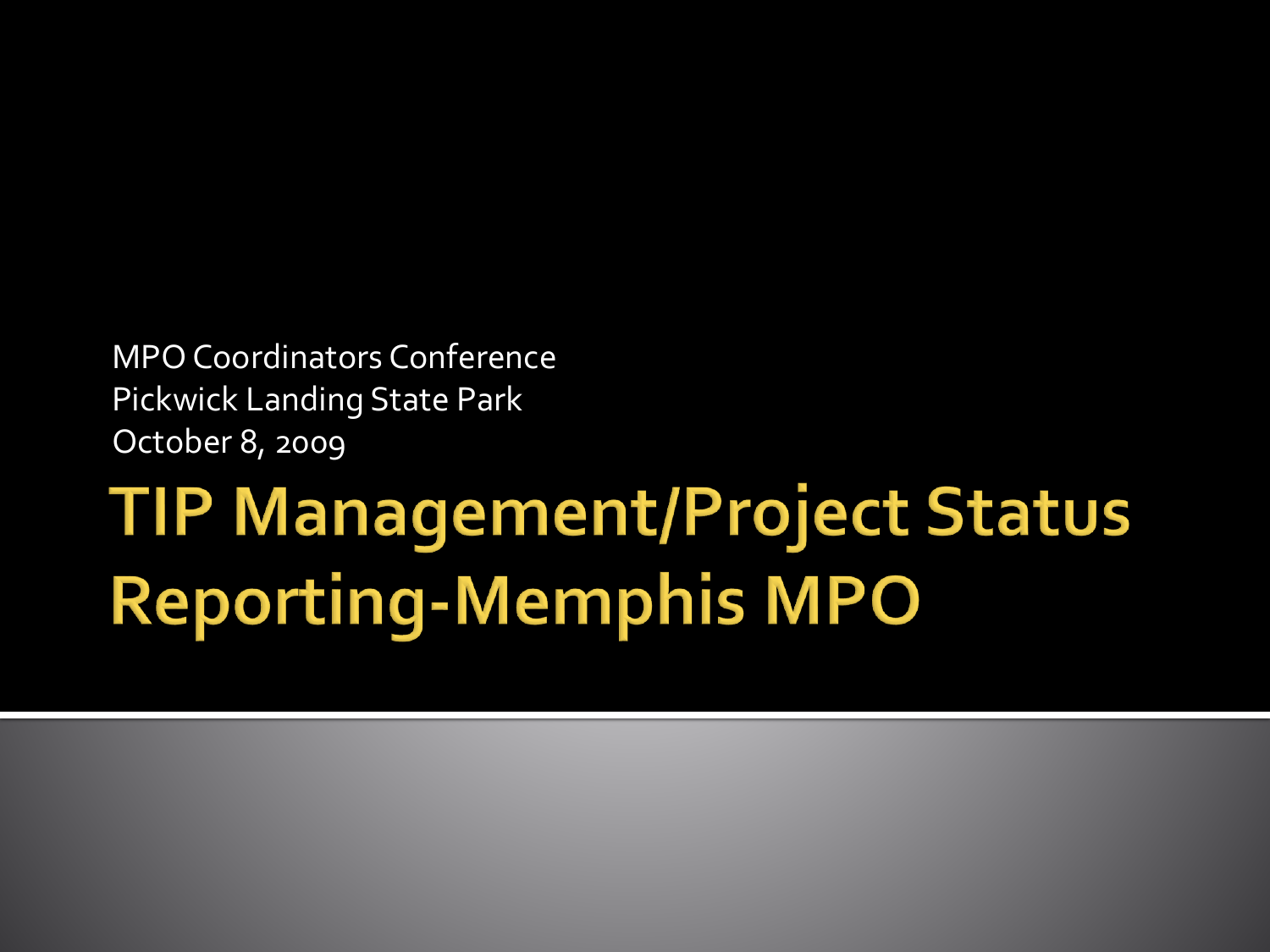MPO Coordinators Conference
Pickwick Landing State Park
October 8, 2009

# TIP Management/Project Status Reporting-Memphis MPO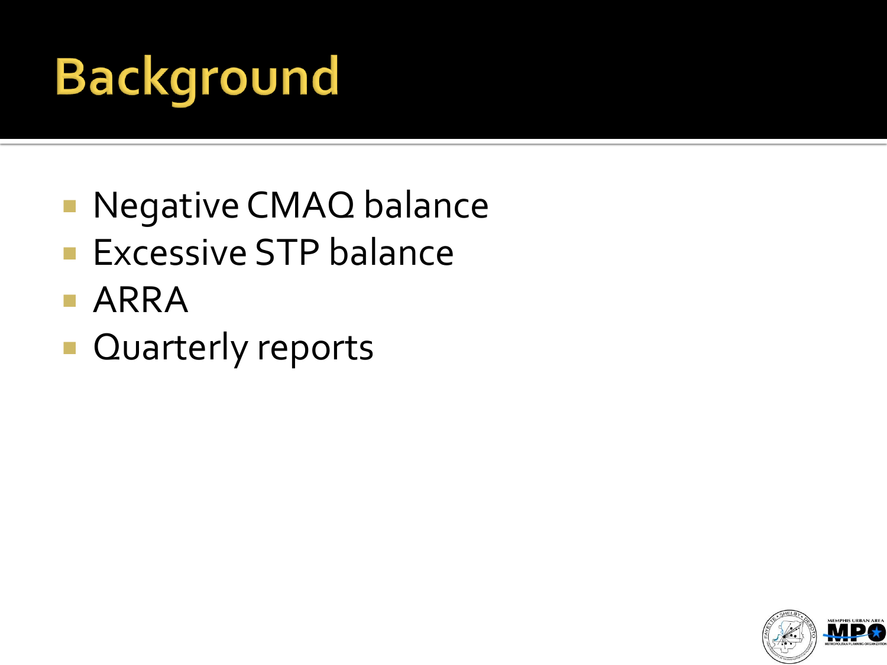# Background

- Negative CMAQ balance
- Excessive STP balance
- ARRA
- Quarterly reports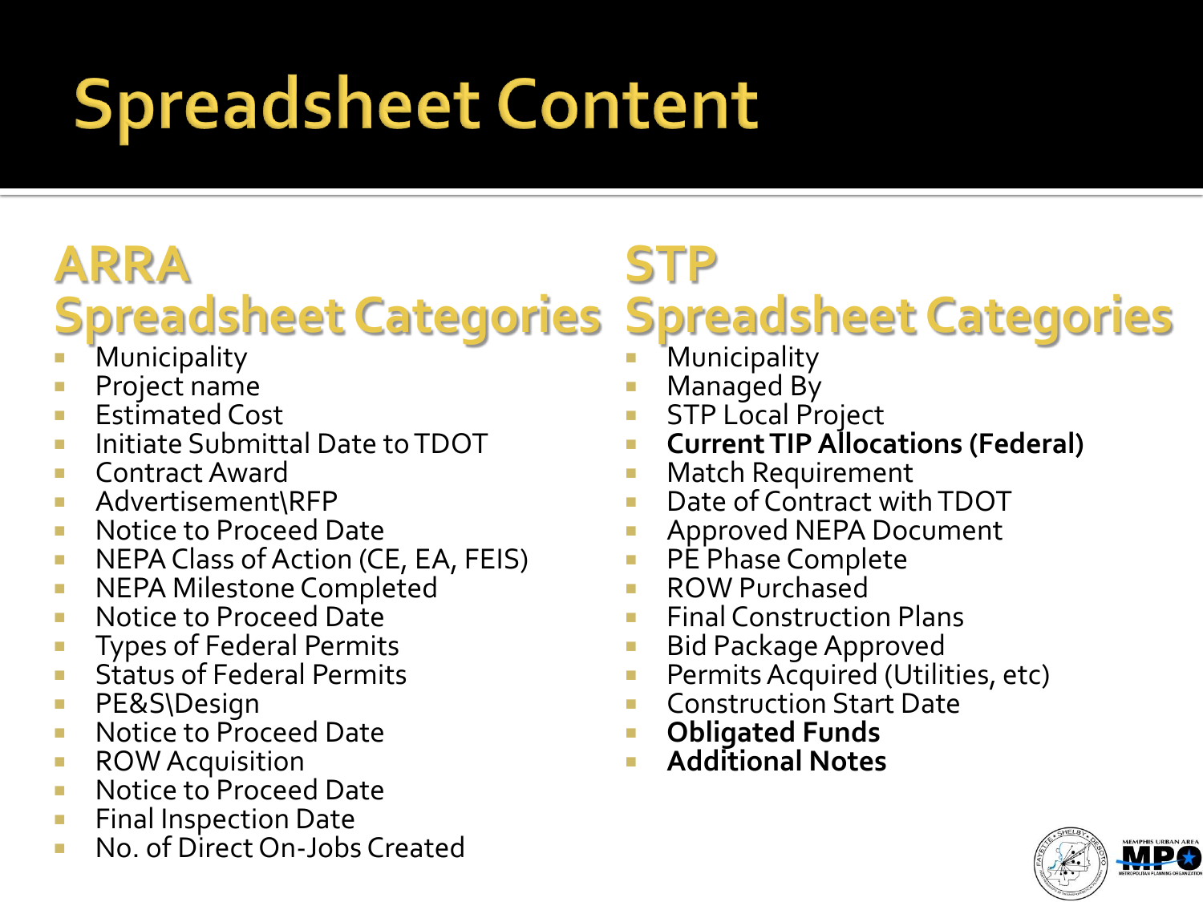# Spreadsheet Content

## ARRA Spreadsheet Categories

- Municipality
- Project name
- Estimated Cost
- Initiate Submittal Date to TDOT
- Contract Award
- Advertisement\RFP
- Notice to Proceed Date
- NEPA Class of Action (CE, EA, FEIS)
- NEPA Milestone Completed
- Notice to Proceed Date
- Types of Federal Permits
- Status of Federal Permits
- PE&S\Design
- Notice to Proceed Date
- ROW Acquisition
- Notice to Proceed Date
- Final Inspection Date
- No. of Direct On-Jobs Created

## STP Spreadsheet Categories

- Municipality
- Managed By
- STP Local Project
- **Current TIP Allocations (Federal)**
- Match Requirement
- Date of Contract with TDOT
- Approved NEPA Document
- PE Phase Complete
- ROW Purchased
- Final Construction Plans
- Bid Package Approved
- Permits Acquired (Utilities, etc)
- Construction Start Date
- **Obligated Funds**
- **Additional Notes**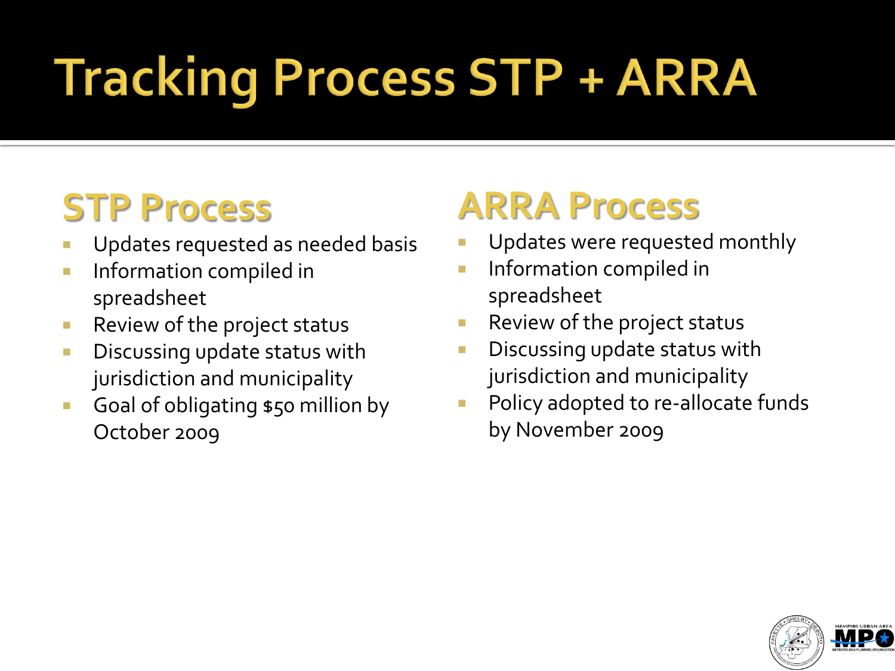# Tracking Process STP + ARRA

## STP Process

- Updates requested as needed basis
- Information compiled in spreadsheet
- Review of the project status
- Discussing update status with jurisdiction and municipality
- Goal of obligating $50 million by October 2009

## ARRA Process

- Updates were requested monthly
- Information compiled in spreadsheet
- Review of the project status
- Discussing update status with jurisdiction and municipality
- Policy adopted to re-allocate funds by November 2009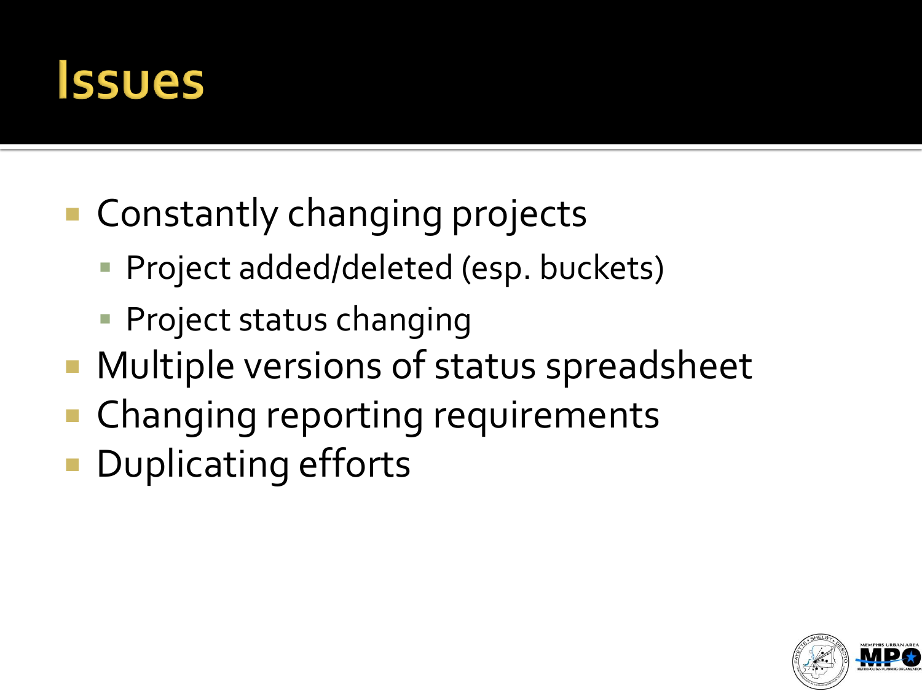# Issues

- Constantly changing projects
  - Project added/deleted (esp. buckets)
  - Project status changing
- Multiple versions of status spreadsheet
- Changing reporting requirements
- Duplicating efforts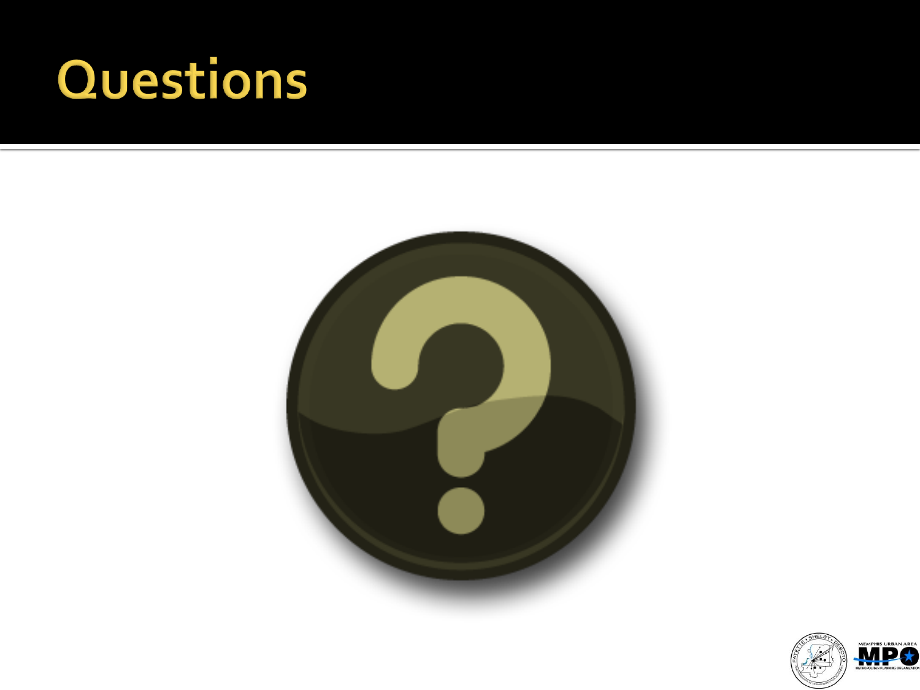# Questions